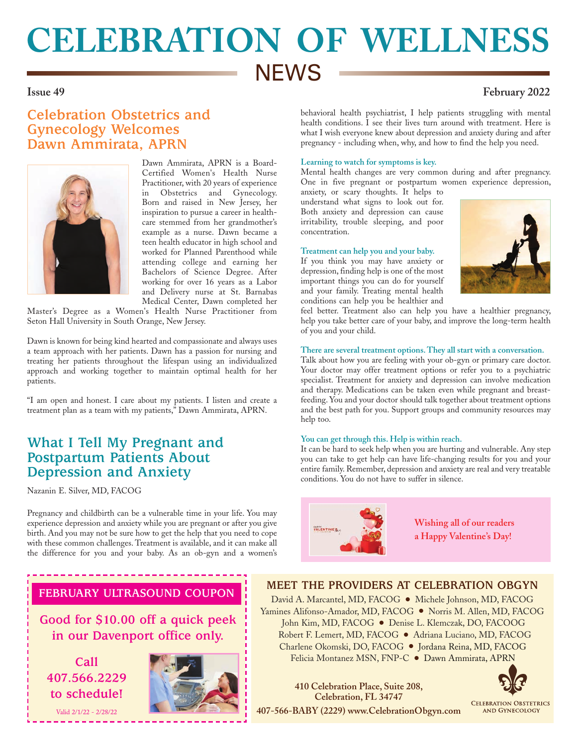# CELEBRATION OF WELLNESS NEWS

**Issue 49** **February 2022**

## Celebration Obstetrics and Gynecology Welcomes Dawn Ammirata, APRN

Dawn Ammirata, APRN is a Board-Certified Women's Health Nurse Practitioner, with 20 years of experience in Obstetrics and Gynecology. Born and raised in New Jersey, her inspiration to pursue a career in healthcare stemmed from her grandmother's example as a nurse. Dawn became a teen health educator in high school and worked for Planned Parenthood while attending college and earning her Bachelors of Science Degree. After working for over 16 years as a Labor and Delivery nurse at St. Barnabas Medical Center, Dawn completed her Master's Degree as a Women's Health Nurse Practitioner from Seton Hall University in South Orange, New Jersey.

Dawn is known for being kind hearted and compassionate and always uses a team approach with her patients. Dawn has a passion for nursing and treating her patients throughout the lifespan using an individualized approach and working together to maintain optimal health for her patients.

"I am open and honest. I care about my patients. I listen and create a treatment plan as a team with my patients," Dawn Ammirata, APRN.

## What I Tell My Pregnant and Postpartum Patients About Depression and Anxiety

Nazanin E. Silver, MD, FACOG

Pregnancy and childbirth can be a vulnerable time in your life. You may experience depression and anxiety while you are pregnant or after you give birth. And you may not be sure how to get the help that you need to cope with these common challenges. Treatment is available, and it can make all the difference for you and your baby. As an ob-gyn and a women's behavioral health psychiatrist, I help patients struggling with mental health conditions. I see their lives turn around with treatment. Here is what I wish everyone knew about depression and anxiety during and after pregnancy - including when, why, and how to find the help you need.

**Learning to watch for symptoms is key.**
Mental health changes are very common during and after pregnancy. One in five pregnant or postpartum women experience depression, anxiety, or scary thoughts. It helps to understand what signs to look out for. Both anxiety and depression can cause irritability, trouble sleeping, and poor concentration.

**Treatment can help you and your baby.**
If you think you may have anxiety or depression, finding help is one of the most important things you can do for yourself and your family. Treating mental health conditions can help you be healthier and feel better. Treatment also can help you have a healthier pregnancy, help you take better care of your baby, and improve the long-term health of you and your child.

**There are several treatment options. They all start with a conversation.**
Talk about how you are feeling with your ob-gyn or primary care doctor. Your doctor may offer treatment options or refer you to a psychiatric specialist. Treatment for anxiety and depression can involve medication and therapy. Medications can be taken even while pregnant and breastfeeding. You and your doctor should talk together about treatment options and the best path for you. Support groups and community resources may help too.

**You can get through this. Help is within reach.**
It can be hard to seek help when you are hurting and vulnerable. Any step you can take to get help can have life-changing results for you and your entire family. Remember, depression and anxiety are real and very treatable conditions. You do not have to suffer in silence.

**Wishing all of our readers a Happy Valentine's Day!**

### FEBRUARY ULTRASOUND COUPON

**Good for $10.00 off a quick peek in our Davenport office only.**

**Call 407.566.2229 to schedule!**

Valid 2/1/22 - 2/28/22

### MEET THE PROVIDERS AT CELEBRATION OBGYN

David A. Marcantel, MD, FACOG • Michele Johnson, MD, FACOG
Yamines Alifonso-Amador, MD, FACOG • Norris M. Allen, MD, FACOG
John Kim, MD, FACOG • Denise L. Klemczak, DO, FACOOG
Robert F. Lemert, MD, FACOG • Adriana Luciano, MD, FACOG
Charlene Okomski, DO, FACOG • Jordana Reina, MD, FACOG
Felicia Montanez MSN, FNP-C • Dawn Ammirata, APRN

**410 Celebration Place, Suite 208, Celebration, FL 34747**
**407-566-BABY (2229) www.CelebrationObgyn.com**

Celebration Obstetrics and Gynecology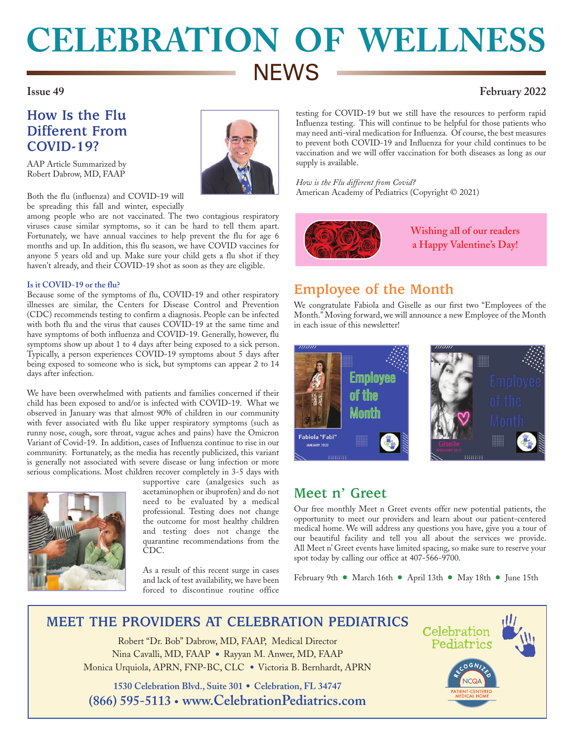# CELEBRATION OF WELLNESS NEWS

**Issue 49** **February 2022**

## How Is the Flu Different From COVID-19?

AAP Article Summarized by Robert Dabrow, MD, FAAP

Both the flu (influenza) and COVID-19 will be spreading this fall and winter, especially among people who are not vaccinated. The two contagious respiratory viruses cause similar symptoms, so it can be hard to tell them apart. Fortunately, we have annual vaccines to help prevent the flu for age 6 months and up. In addition, this flu season, we have COVID vaccines for anyone 5 years old and up. Make sure your child gets a flu shot if they haven't already, and their COVID-19 shot as soon as they are eligible.

#### Is it COVID-19 or the flu?

Because some of the symptoms of flu, COVID-19 and other respiratory illnesses are similar, the Centers for Disease Control and Prevention (CDC) recommends testing to confirm a diagnosis. People can be infected with both flu and the virus that causes COVID-19 at the same time and have symptoms of both influenza and COVID-19. Generally, however, flu symptoms show up about 1 to 4 days after being exposed to a sick person. Typically, a person experiences COVID-19 symptoms about 5 days after being exposed to someone who is sick, but symptoms can appear 2 to 14 days after infection.

We have been overwhelmed with patients and families concerned if their child has been exposed to and/or is infected with COVID-19. What we observed in January was that almost 90% of children in our community with fever associated with flu like upper respiratory symptoms (such as runny nose, cough, sore throat, vague aches and pains) have the Omicron Variant of Covid-19. In addition, cases of Influenza continue to rise in our community. Fortunately, as the media has recently publicized, this variant is generally not associated with severe disease or lung infection or more serious complications. Most children recover completely in 3-5 days with supportive care (analgesics such as acetaminophen or ibuprofen) and do not need to be evaluated by a medical professional. Testing does not change the outcome for most healthy children and testing does not change the quarantine recommendations from the CDC.

As a result of this recent surge in cases and lack of test availability, we have been forced to discontinue routine office testing for COVID-19 but we still have the resources to perform rapid Influenza testing. This will continue to be helpful for those patients who may need anti-viral medication for Influenza. Of course, the best measures to prevent both COVID-19 and Influenza for your child continues to be vaccination and we will offer vaccination for both diseases as long as our supply is available.

*How is the Flu different from Covid?*
American Academy of Pediatrics (Copyright © 2021)

**Wishing all of our readers a Happy Valentine's Day!**

## Employee of the Month

We congratulate Fabiola and Giselle as our first two "Employees of the Month." Moving forward, we will announce a new Employee of the Month in each issue of this newsletter!

Employee of the Month
Fabiola "Fabi"
JANUARY 2022

Employee of the Month
Giselle
FEBRUARY 2022

## Meet n' Greet

Our free monthly Meet n Greet events offer new potential patients, the opportunity to meet our providers and learn about our patient-centered medical home. We will address any questions you have, give you a tour of our beautiful facility and tell you all about the services we provide. All Meet n' Greet events have limited spacing, so make sure to reserve your spot today by calling our office at 407-566-9700.

February 9th • March 16th • April 13th • May 18th • June 15th

## MEET THE PROVIDERS AT CELEBRATION PEDIATRICS

Robert "Dr. Bob" Dabrow, MD, FAAP, Medical Director
Nina Cavalli, MD, FAAP • Rayyan M. Anwer, MD, FAAP
Monica Urquiola, APRN, FNP-BC, CLC • Victoria B. Bernhardt, APRN

**1530 Celebration Blvd., Suite 301 • Celebration, FL 34747**
**(866) 595-5113 • www.CelebrationPediatrics.com**

Celebration Pediatrics

RECOGNIZED NCQA PATIENT-CENTERED MEDICAL HOME